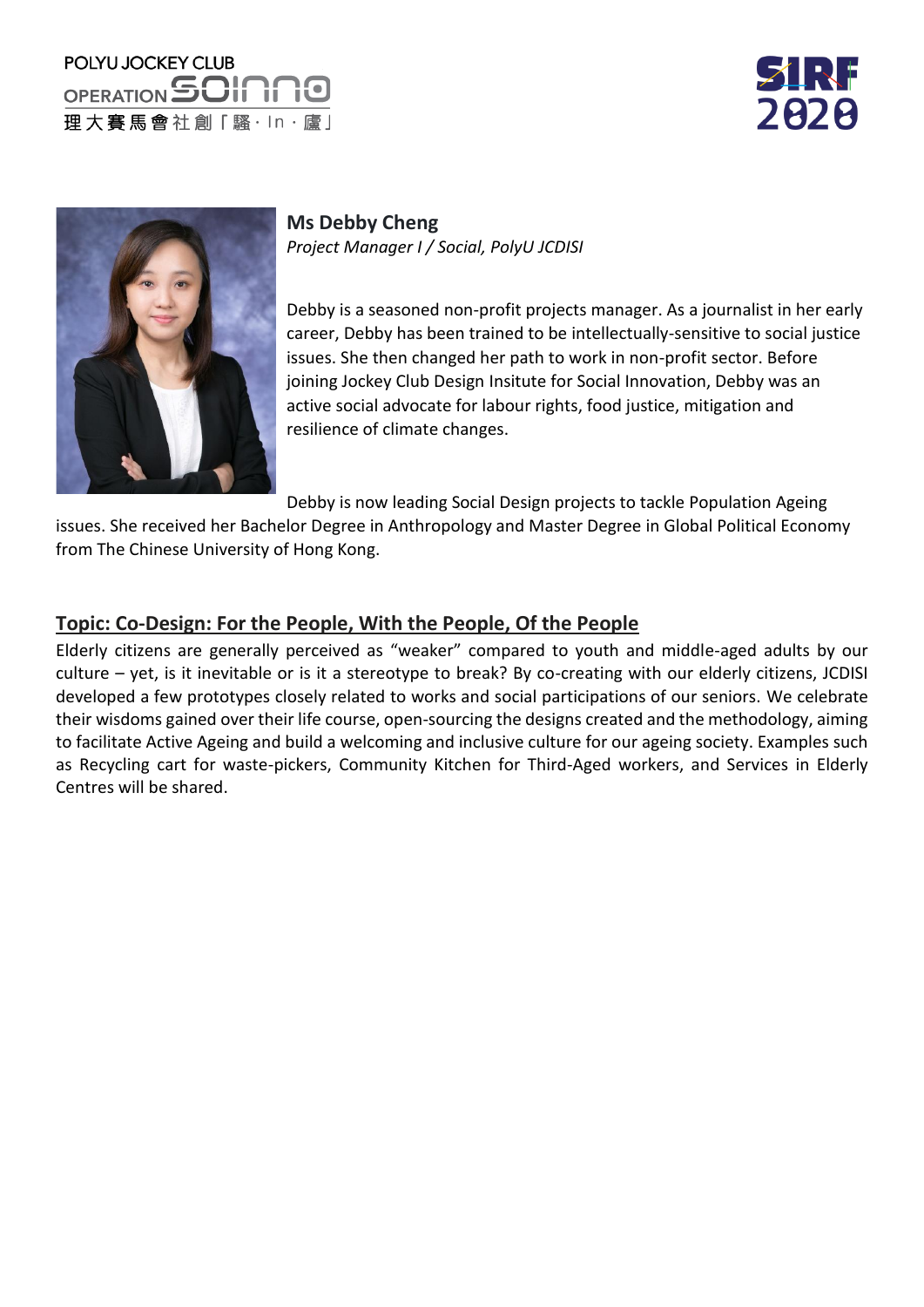POLYU JOCKEY CLUB
OPERATION SOINNO
理大賽馬會社創「騷·In·廬」

SIRF 2020

**Ms Debby Cheng**
*Project Manager I / Social, PolyU JCDISI*

Debby is a seasoned non-profit projects manager. As a journalist in her early career, Debby has been trained to be intellectually-sensitive to social justice issues. She then changed her path to work in non-profit sector. Before joining Jockey Club Design Insitute for Social Innovation, Debby was an active social advocate for labour rights, food justice, mitigation and resilience of climate changes.

Debby is now leading Social Design projects to tackle Population Ageing issues. She received her Bachelor Degree in Anthropology and Master Degree in Global Political Economy from The Chinese University of Hong Kong.

## Topic: Co-Design: For the People, With the People, Of the People

Elderly citizens are generally perceived as "weaker" compared to youth and middle-aged adults by our culture – yet, is it inevitable or is it a stereotype to break? By co-creating with our elderly citizens, JCDISI developed a few prototypes closely related to works and social participations of our seniors. We celebrate their wisdoms gained over their life course, open-sourcing the designs created and the methodology, aiming to facilitate Active Ageing and build a welcoming and inclusive culture for our ageing society. Examples such as Recycling cart for waste-pickers, Community Kitchen for Third-Aged workers, and Services in Elderly Centres will be shared.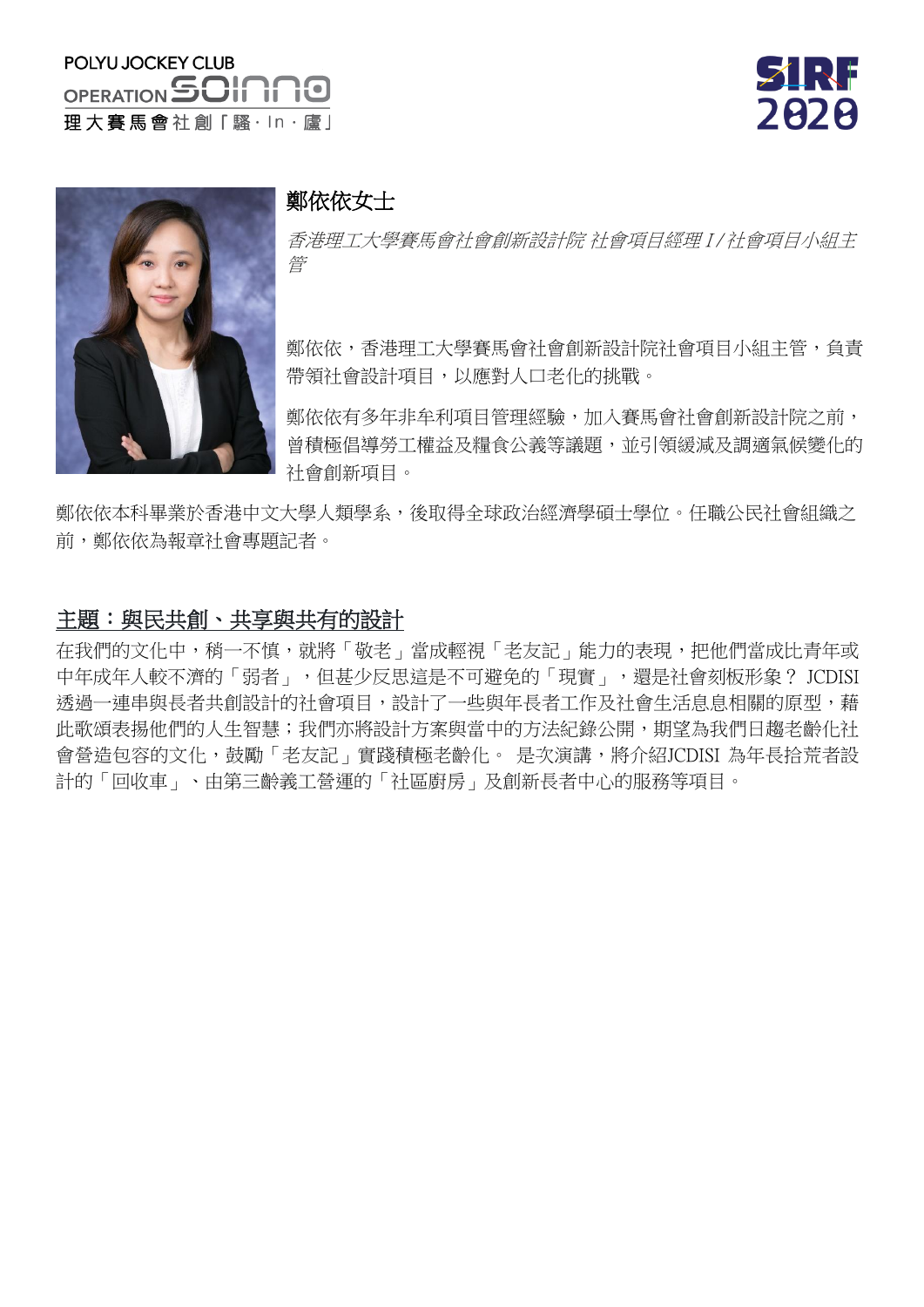# 鄭依依女士

*香港理工大學賽馬會社會創新設計院 社會項目經理 I / 社會項目小組主管*

鄭依依，香港理工大學賽馬會社會創新設計院社會項目小組主管，負責帶領社會設計項目，以應對人口老化的挑戰。

鄭依依有多年非牟利項目管理經驗，加入賽馬會社會創新設計院之前，曾積極倡導勞工權益及糧食公義等議題，並引領緩減及調適氣候變化的社會創新項目。

鄭依依本科畢業於香港中文大學人類學系，後取得全球政治經濟學碩士學位。任職公民社會組織之前，鄭依依為報章社會專題記者。

## 主題：與民共創、共享與共有的設計

在我們的文化中，稍一不慎，就將「敬老」當成輕視「老友記」能力的表現，把他們當成比青年或中年成年人較不濟的「弱者」，但甚少反思這是不可避免的「現實」，還是社會刻板形象？ JCDISI 透過一連串與長者共創設計的社會項目，設計了一些與年長者工作及社會生活息息相關的原型，藉此歌頌表揚他們的人生智慧；我們亦將設計方案與當中的方法紀錄公開，期望為我們日趨老齡化社會營造包容的文化，鼓勵「老友記」實踐積極老齡化。 是次演講，將介紹JCDISI 為年長拾荒者設計的「回收車」、由第三齡義工營運的「社區廚房」及創新長者中心的服務等項目。